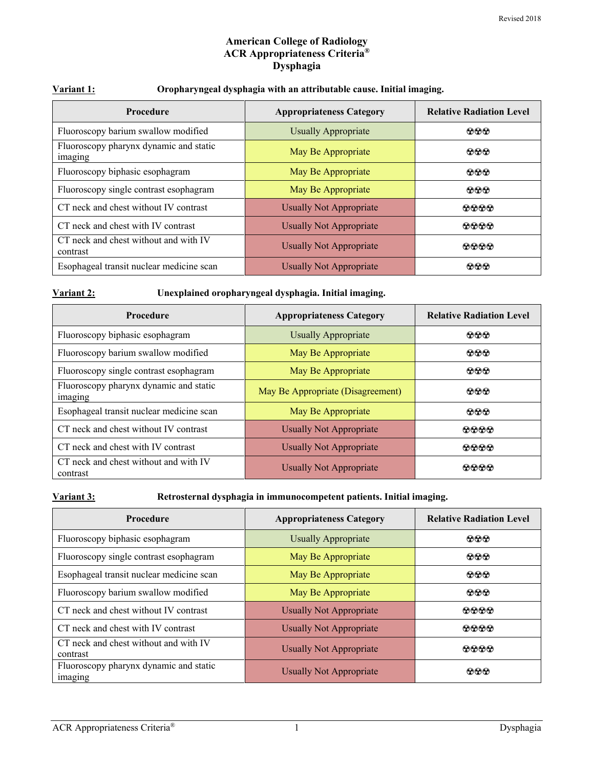Revised 2018

# American College of Radiology
# ACR Appropriateness Criteria®
# Dysphagia

**Variant 1:** **Oropharyngeal dysphagia with an attributable cause. Initial imaging.**

| Procedure | Appropriateness Category | Relative Radiation Level |
|---|---|---|
| Fluoroscopy barium swallow modified | Usually Appropriate | ☢☢☢ |
| Fluoroscopy pharynx dynamic and static imaging | May Be Appropriate | ☢☢☢ |
| Fluoroscopy biphasic esophagram | May Be Appropriate | ☢☢☢ |
| Fluoroscopy single contrast esophagram | May Be Appropriate | ☢☢☢ |
| CT neck and chest without IV contrast | Usually Not Appropriate | ☢☢☢☢ |
| CT neck and chest with IV contrast | Usually Not Appropriate | ☢☢☢☢ |
| CT neck and chest without and with IV contrast | Usually Not Appropriate | ☢☢☢☢ |
| Esophageal transit nuclear medicine scan | Usually Not Appropriate | ☢☢☢ |

**Variant 2:** **Unexplained oropharyngeal dysphagia. Initial imaging.**

| Procedure | Appropriateness Category | Relative Radiation Level |
|---|---|---|
| Fluoroscopy biphasic esophagram | Usually Appropriate | ☢☢☢ |
| Fluoroscopy barium swallow modified | May Be Appropriate | ☢☢☢ |
| Fluoroscopy single contrast esophagram | May Be Appropriate | ☢☢☢ |
| Fluoroscopy pharynx dynamic and static imaging | May Be Appropriate (Disagreement) | ☢☢☢ |
| Esophageal transit nuclear medicine scan | May Be Appropriate | ☢☢☢ |
| CT neck and chest without IV contrast | Usually Not Appropriate | ☢☢☢☢ |
| CT neck and chest with IV contrast | Usually Not Appropriate | ☢☢☢☢ |
| CT neck and chest without and with IV contrast | Usually Not Appropriate | ☢☢☢☢ |

**Variant 3:** **Retrosternal dysphagia in immunocompetent patients. Initial imaging.**

| Procedure | Appropriateness Category | Relative Radiation Level |
|---|---|---|
| Fluoroscopy biphasic esophagram | Usually Appropriate | ☢☢☢ |
| Fluoroscopy single contrast esophagram | May Be Appropriate | ☢☢☢ |
| Esophageal transit nuclear medicine scan | May Be Appropriate | ☢☢☢ |
| Fluoroscopy barium swallow modified | May Be Appropriate | ☢☢☢ |
| CT neck and chest without IV contrast | Usually Not Appropriate | ☢☢☢☢ |
| CT neck and chest with IV contrast | Usually Not Appropriate | ☢☢☢☢ |
| CT neck and chest without and with IV contrast | Usually Not Appropriate | ☢☢☢☢ |
| Fluoroscopy pharynx dynamic and static imaging | Usually Not Appropriate | ☢☢☢ |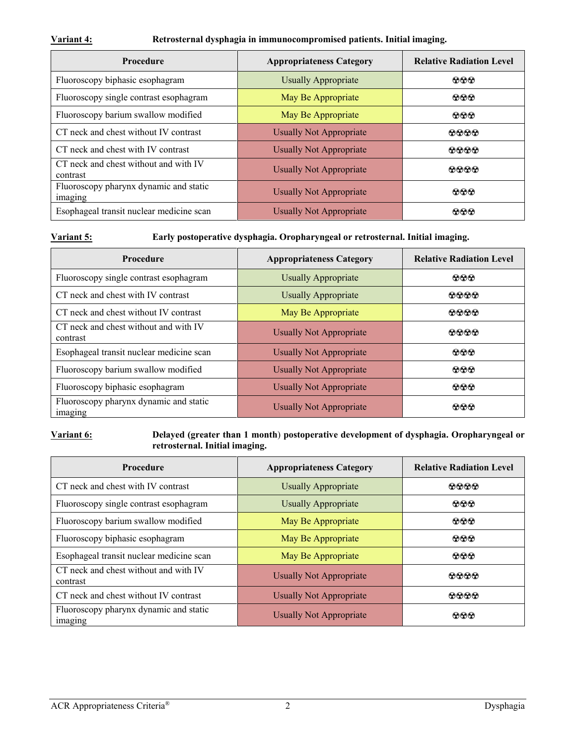**Variant 4:** **Retrosternal dysphagia in immunocompromised patients. Initial imaging.**

| Procedure | Appropriateness Category | Relative Radiation Level |
|---|---|---|
| Fluoroscopy biphasic esophagram | Usually Appropriate | ☢☢☢ |
| Fluoroscopy single contrast esophagram | May Be Appropriate | ☢☢☢ |
| Fluoroscopy barium swallow modified | May Be Appropriate | ☢☢☢ |
| CT neck and chest without IV contrast | Usually Not Appropriate | ☢☢☢☢ |
| CT neck and chest with IV contrast | Usually Not Appropriate | ☢☢☢☢ |
| CT neck and chest without and with IV contrast | Usually Not Appropriate | ☢☢☢☢ |
| Fluoroscopy pharynx dynamic and static imaging | Usually Not Appropriate | ☢☢☢ |
| Esophageal transit nuclear medicine scan | Usually Not Appropriate | ☢☢☢ |

**Variant 5:** **Early postoperative dysphagia. Oropharyngeal or retrosternal. Initial imaging.**

| Procedure | Appropriateness Category | Relative Radiation Level |
|---|---|---|
| Fluoroscopy single contrast esophagram | Usually Appropriate | ☢☢☢ |
| CT neck and chest with IV contrast | Usually Appropriate | ☢☢☢☢ |
| CT neck and chest without IV contrast | May Be Appropriate | ☢☢☢☢ |
| CT neck and chest without and with IV contrast | Usually Not Appropriate | ☢☢☢☢ |
| Esophageal transit nuclear medicine scan | Usually Not Appropriate | ☢☢☢ |
| Fluoroscopy barium swallow modified | Usually Not Appropriate | ☢☢☢ |
| Fluoroscopy biphasic esophagram | Usually Not Appropriate | ☢☢☢ |
| Fluoroscopy pharynx dynamic and static imaging | Usually Not Appropriate | ☢☢☢ |

**Variant 6:** **Delayed (greater than 1 month) postoperative development of dysphagia. Oropharyngeal or retrosternal. Initial imaging.**

| Procedure | Appropriateness Category | Relative Radiation Level |
|---|---|---|
| CT neck and chest with IV contrast | Usually Appropriate | ☢☢☢☢ |
| Fluoroscopy single contrast esophagram | Usually Appropriate | ☢☢☢ |
| Fluoroscopy barium swallow modified | May Be Appropriate | ☢☢☢ |
| Fluoroscopy biphasic esophagram | May Be Appropriate | ☢☢☢ |
| Esophageal transit nuclear medicine scan | May Be Appropriate | ☢☢☢ |
| CT neck and chest without and with IV contrast | Usually Not Appropriate | ☢☢☢☢ |
| CT neck and chest without IV contrast | Usually Not Appropriate | ☢☢☢☢ |
| Fluoroscopy pharynx dynamic and static imaging | Usually Not Appropriate | ☢☢☢ |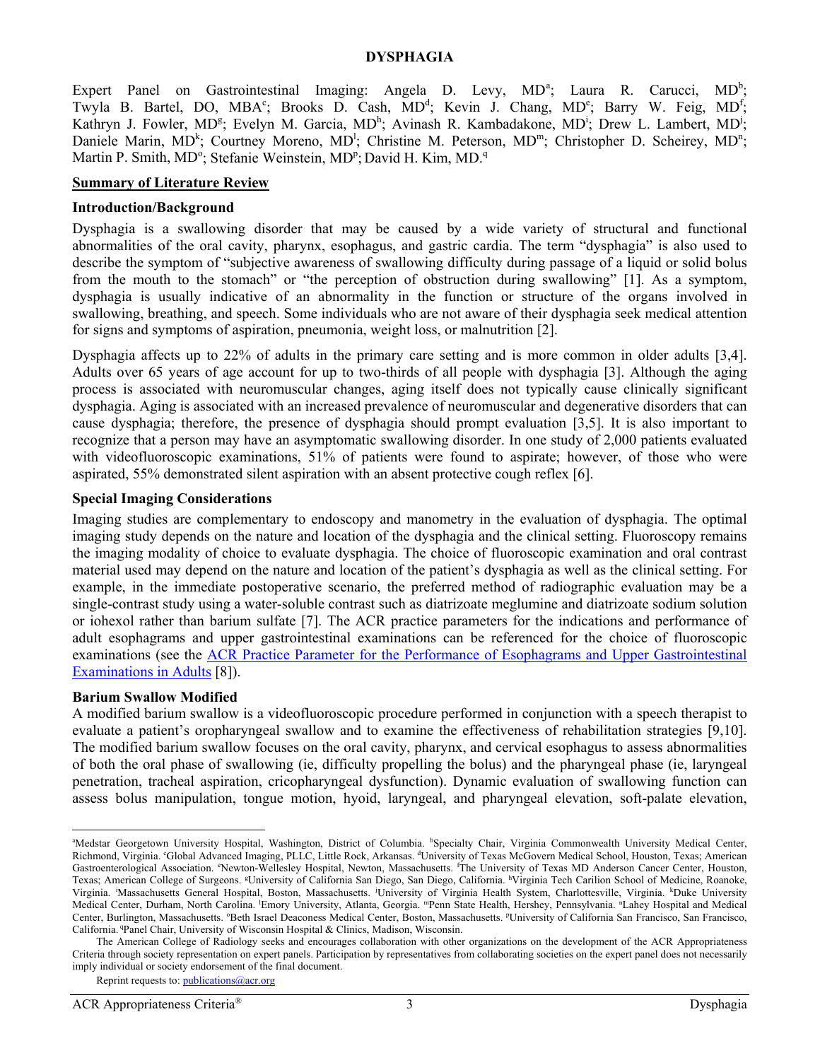# DYSPHAGIA

Expert Panel on Gastrointestinal Imaging: Angela D. Levy, MD[a]; Laura R. Carucci, MD[b]; Twyla B. Bartel, DO, MBA[c]; Brooks D. Cash, MD[d]; Kevin J. Chang, MD[e]; Barry W. Feig, MD[f]; Kathryn J. Fowler, MD[g]; Evelyn M. Garcia, MD[h]; Avinash R. Kambadakone, MD[i]; Drew L. Lambert, MD[j]; Daniele Marin, MD[k]; Courtney Moreno, MD[l]; Christine M. Peterson, MD[m]; Christopher D. Scheirey, MD[n]; Martin P. Smith, MD[o]; Stefanie Weinstein, MD[p]; David H. Kim, MD.[q]

## Summary of Literature Review

### Introduction/Background

Dysphagia is a swallowing disorder that may be caused by a wide variety of structural and functional abnormalities of the oral cavity, pharynx, esophagus, and gastric cardia. The term "dysphagia" is also used to describe the symptom of "subjective awareness of swallowing difficulty during passage of a liquid or solid bolus from the mouth to the stomach" or "the perception of obstruction during swallowing" [1]. As a symptom, dysphagia is usually indicative of an abnormality in the function or structure of the organs involved in swallowing, breathing, and speech. Some individuals who are not aware of their dysphagia seek medical attention for signs and symptoms of aspiration, pneumonia, weight loss, or malnutrition [2].

Dysphagia affects up to 22% of adults in the primary care setting and is more common in older adults [3,4]. Adults over 65 years of age account for up to two-thirds of all people with dysphagia [3]. Although the aging process is associated with neuromuscular changes, aging itself does not typically cause clinically significant dysphagia. Aging is associated with an increased prevalence of neuromuscular and degenerative disorders that can cause dysphagia; therefore, the presence of dysphagia should prompt evaluation [3,5]. It is also important to recognize that a person may have an asymptomatic swallowing disorder. In one study of 2,000 patients evaluated with videofluoroscopic examinations, 51% of patients were found to aspirate; however, of those who were aspirated, 55% demonstrated silent aspiration with an absent protective cough reflex [6].

### Special Imaging Considerations

Imaging studies are complementary to endoscopy and manometry in the evaluation of dysphagia. The optimal imaging study depends on the nature and location of the dysphagia and the clinical setting. Fluoroscopy remains the imaging modality of choice to evaluate dysphagia. The choice of fluoroscopic examination and oral contrast material used may depend on the nature and location of the patient's dysphagia as well as the clinical setting. For example, in the immediate postoperative scenario, the preferred method of radiographic evaluation may be a single-contrast study using a water-soluble contrast such as diatrizoate meglumine and diatrizoate sodium solution or iohexol rather than barium sulfate [7]. The ACR practice parameters for the indications and performance of adult esophagrams and upper gastrointestinal examinations can be referenced for the choice of fluoroscopic examinations (see the [ACR Practice Parameter for the Performance of Esophagrams and Upper Gastrointestinal Examinations in Adults](#) [8]).

### Barium Swallow Modified

A modified barium swallow is a videofluoroscopic procedure performed in conjunction with a speech therapist to evaluate a patient's oropharyngeal swallow and to examine the effectiveness of rehabilitation strategies [9,10]. The modified barium swallow focuses on the oral cavity, pharynx, and cervical esophagus to assess abnormalities of both the oral phase of swallowing (ie, difficulty propelling the bolus) and the pharyngeal phase (ie, laryngeal penetration, tracheal aspiration, cricopharyngeal dysfunction). Dynamic evaluation of swallowing function can assess bolus manipulation, tongue motion, hyoid, laryngeal, and pharyngeal elevation, soft-palate elevation,

---

[a]Medstar Georgetown University Hospital, Washington, District of Columbia. [b]Specialty Chair, Virginia Commonwealth University Medical Center, Richmond, Virginia. [c]Global Advanced Imaging, PLLC, Little Rock, Arkansas. [d]University of Texas McGovern Medical School, Houston, Texas; American Gastroenterological Association. [e]Newton-Wellesley Hospital, Newton, Massachusetts. [f]The University of Texas MD Anderson Cancer Center, Houston, Texas; American College of Surgeons. [g]University of California San Diego, San Diego, California. [h]Virginia Tech Carilion School of Medicine, Roanoke, Virginia. [i]Massachusetts General Hospital, Boston, Massachusetts. [j]University of Virginia Health System, Charlottesville, Virginia. [k]Duke University Medical Center, Durham, North Carolina. [l]Emory University, Atlanta, Georgia. [m]Penn State Health, Hershey, Pennsylvania. [n]Lahey Hospital and Medical Center, Burlington, Massachusetts. [o]Beth Israel Deaconess Medical Center, Boston, Massachusetts. [p]University of California San Francisco, San Francisco, California. [q]Panel Chair, University of Wisconsin Hospital & Clinics, Madison, Wisconsin.

The American College of Radiology seeks and encourages collaboration with other organizations on the development of the ACR Appropriateness Criteria through society representation on expert panels. Participation by representatives from collaborating societies on the expert panel does not necessarily imply individual or society endorsement of the final document.

Reprint requests to: publications@acr.org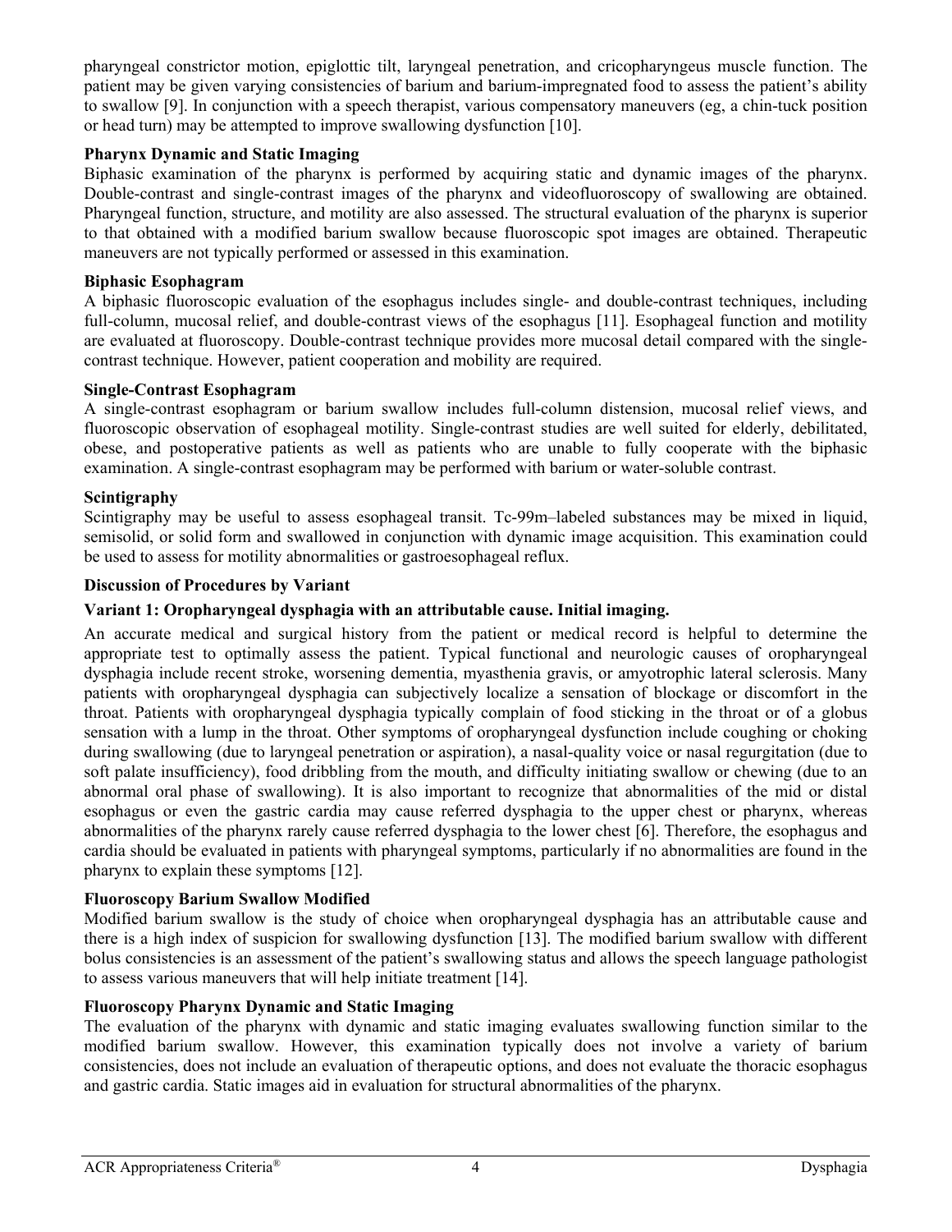pharyngeal constrictor motion, epiglottic tilt, laryngeal penetration, and cricopharyngeus muscle function. The patient may be given varying consistencies of barium and barium-impregnated food to assess the patient's ability to swallow [9]. In conjunction with a speech therapist, various compensatory maneuvers (eg, a chin-tuck position or head turn) may be attempted to improve swallowing dysfunction [10].

**Pharynx Dynamic and Static Imaging**

Biphasic examination of the pharynx is performed by acquiring static and dynamic images of the pharynx. Double-contrast and single-contrast images of the pharynx and videofluoroscopy of swallowing are obtained. Pharyngeal function, structure, and motility are also assessed. The structural evaluation of the pharynx is superior to that obtained with a modified barium swallow because fluoroscopic spot images are obtained. Therapeutic maneuvers are not typically performed or assessed in this examination.

**Biphasic Esophagram**

A biphasic fluoroscopic evaluation of the esophagus includes single- and double-contrast techniques, including full-column, mucosal relief, and double-contrast views of the esophagus [11]. Esophageal function and motility are evaluated at fluoroscopy. Double-contrast technique provides more mucosal detail compared with the single-contrast technique. However, patient cooperation and mobility are required.

**Single-Contrast Esophagram**

A single-contrast esophagram or barium swallow includes full-column distension, mucosal relief views, and fluoroscopic observation of esophageal motility. Single-contrast studies are well suited for elderly, debilitated, obese, and postoperative patients as well as patients who are unable to fully cooperate with the biphasic examination. A single-contrast esophagram may be performed with barium or water-soluble contrast.

**Scintigraphy**

Scintigraphy may be useful to assess esophageal transit. Tc-99m–labeled substances may be mixed in liquid, semisolid, or solid form and swallowed in conjunction with dynamic image acquisition. This examination could be used to assess for motility abnormalities or gastroesophageal reflux.

**Discussion of Procedures by Variant**

**Variant 1: Oropharyngeal dysphagia with an attributable cause. Initial imaging.**

An accurate medical and surgical history from the patient or medical record is helpful to determine the appropriate test to optimally assess the patient. Typical functional and neurologic causes of oropharyngeal dysphagia include recent stroke, worsening dementia, myasthenia gravis, or amyotrophic lateral sclerosis. Many patients with oropharyngeal dysphagia can subjectively localize a sensation of blockage or discomfort in the throat. Patients with oropharyngeal dysphagia typically complain of food sticking in the throat or of a globus sensation with a lump in the throat. Other symptoms of oropharyngeal dysfunction include coughing or choking during swallowing (due to laryngeal penetration or aspiration), a nasal-quality voice or nasal regurgitation (due to soft palate insufficiency), food dribbling from the mouth, and difficulty initiating swallow or chewing (due to an abnormal oral phase of swallowing). It is also important to recognize that abnormalities of the mid or distal esophagus or even the gastric cardia may cause referred dysphagia to the upper chest or pharynx, whereas abnormalities of the pharynx rarely cause referred dysphagia to the lower chest [6]. Therefore, the esophagus and cardia should be evaluated in patients with pharyngeal symptoms, particularly if no abnormalities are found in the pharynx to explain these symptoms [12].

**Fluoroscopy Barium Swallow Modified**

Modified barium swallow is the study of choice when oropharyngeal dysphagia has an attributable cause and there is a high index of suspicion for swallowing dysfunction [13]. The modified barium swallow with different bolus consistencies is an assessment of the patient's swallowing status and allows the speech language pathologist to assess various maneuvers that will help initiate treatment [14].

**Fluoroscopy Pharynx Dynamic and Static Imaging**

The evaluation of the pharynx with dynamic and static imaging evaluates swallowing function similar to the modified barium swallow. However, this examination typically does not involve a variety of barium consistencies, does not include an evaluation of therapeutic options, and does not evaluate the thoracic esophagus and gastric cardia. Static images aid in evaluation for structural abnormalities of the pharynx.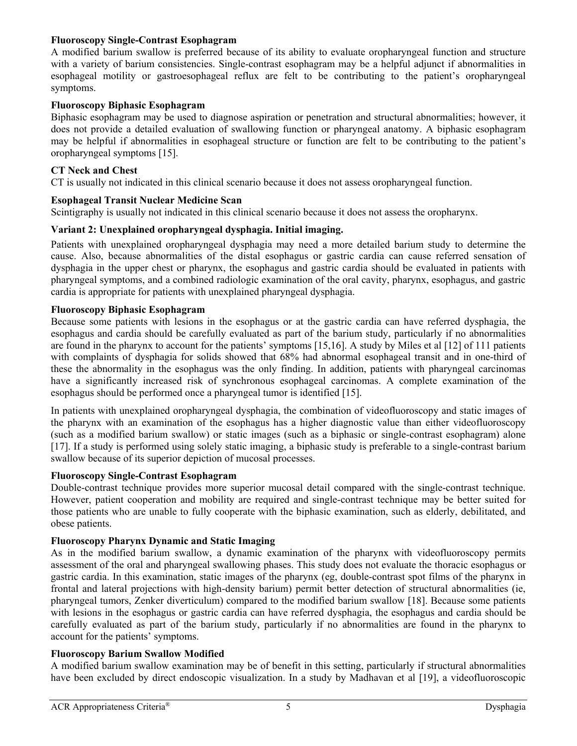#### Fluoroscopy Single-Contrast Esophagram

A modified barium swallow is preferred because of its ability to evaluate oropharyngeal function and structure with a variety of barium consistencies. Single-contrast esophagram may be a helpful adjunct if abnormalities in esophageal motility or gastroesophageal reflux are felt to be contributing to the patient's oropharyngeal symptoms.

#### Fluoroscopy Biphasic Esophagram

Biphasic esophagram may be used to diagnose aspiration or penetration and structural abnormalities; however, it does not provide a detailed evaluation of swallowing function or pharyngeal anatomy. A biphasic esophagram may be helpful if abnormalities in esophageal structure or function are felt to be contributing to the patient's oropharyngeal symptoms [15].

#### CT Neck and Chest

CT is usually not indicated in this clinical scenario because it does not assess oropharyngeal function.

#### Esophageal Transit Nuclear Medicine Scan

Scintigraphy is usually not indicated in this clinical scenario because it does not assess the oropharynx.

### Variant 2: Unexplained oropharyngeal dysphagia. Initial imaging.

Patients with unexplained oropharyngeal dysphagia may need a more detailed barium study to determine the cause. Also, because abnormalities of the distal esophagus or gastric cardia can cause referred sensation of dysphagia in the upper chest or pharynx, the esophagus and gastric cardia should be evaluated in patients with pharyngeal symptoms, and a combined radiologic examination of the oral cavity, pharynx, esophagus, and gastric cardia is appropriate for patients with unexplained pharyngeal dysphagia.

#### Fluoroscopy Biphasic Esophagram

Because some patients with lesions in the esophagus or at the gastric cardia can have referred dysphagia, the esophagus and cardia should be carefully evaluated as part of the barium study, particularly if no abnormalities are found in the pharynx to account for the patients' symptoms [15,16]. A study by Miles et al [12] of 111 patients with complaints of dysphagia for solids showed that 68% had abnormal esophageal transit and in one-third of these the abnormality in the esophagus was the only finding. In addition, patients with pharyngeal carcinomas have a significantly increased risk of synchronous esophageal carcinomas. A complete examination of the esophagus should be performed once a pharyngeal tumor is identified [15].

In patients with unexplained oropharyngeal dysphagia, the combination of videofluoroscopy and static images of the pharynx with an examination of the esophagus has a higher diagnostic value than either videofluoroscopy (such as a modified barium swallow) or static images (such as a biphasic or single-contrast esophagram) alone [17]. If a study is performed using solely static imaging, a biphasic study is preferable to a single-contrast barium swallow because of its superior depiction of mucosal processes.

#### Fluoroscopy Single-Contrast Esophagram

Double-contrast technique provides more superior mucosal detail compared with the single-contrast technique. However, patient cooperation and mobility are required and single-contrast technique may be better suited for those patients who are unable to fully cooperate with the biphasic examination, such as elderly, debilitated, and obese patients.

#### Fluoroscopy Pharynx Dynamic and Static Imaging

As in the modified barium swallow, a dynamic examination of the pharynx with videofluoroscopy permits assessment of the oral and pharyngeal swallowing phases. This study does not evaluate the thoracic esophagus or gastric cardia. In this examination, static images of the pharynx (eg, double-contrast spot films of the pharynx in frontal and lateral projections with high-density barium) permit better detection of structural abnormalities (ie, pharyngeal tumors, Zenker diverticulum) compared to the modified barium swallow [18]. Because some patients with lesions in the esophagus or gastric cardia can have referred dysphagia, the esophagus and cardia should be carefully evaluated as part of the barium study, particularly if no abnormalities are found in the pharynx to account for the patients' symptoms.

#### Fluoroscopy Barium Swallow Modified

A modified barium swallow examination may be of benefit in this setting, particularly if structural abnormalities have been excluded by direct endoscopic visualization. In a study by Madhavan et al [19], a videofluoroscopic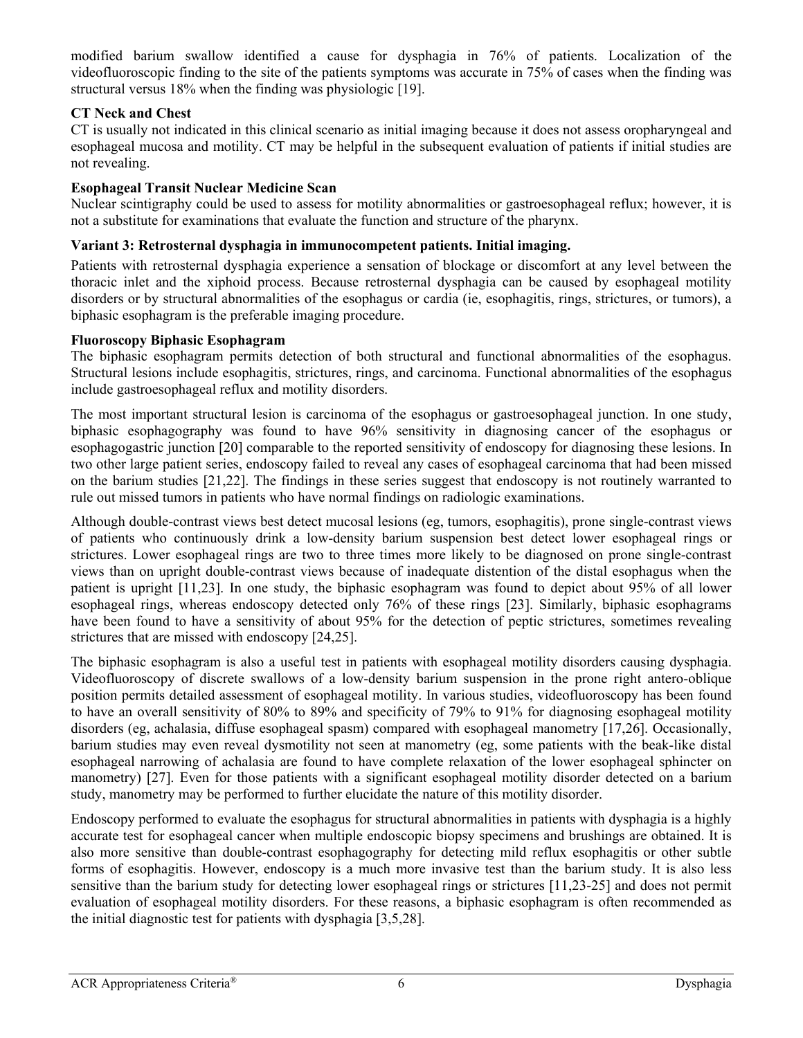modified barium swallow identified a cause for dysphagia in 76% of patients. Localization of the videofluoroscopic finding to the site of the patients symptoms was accurate in 75% of cases when the finding was structural versus 18% when the finding was physiologic [19].

**CT Neck and Chest**

CT is usually not indicated in this clinical scenario as initial imaging because it does not assess oropharyngeal and esophageal mucosa and motility. CT may be helpful in the subsequent evaluation of patients if initial studies are not revealing.

**Esophageal Transit Nuclear Medicine Scan**

Nuclear scintigraphy could be used to assess for motility abnormalities or gastroesophageal reflux; however, it is not a substitute for examinations that evaluate the function and structure of the pharynx.

**Variant 3: Retrosternal dysphagia in immunocompetent patients. Initial imaging.**

Patients with retrosternal dysphagia experience a sensation of blockage or discomfort at any level between the thoracic inlet and the xiphoid process. Because retrosternal dysphagia can be caused by esophageal motility disorders or by structural abnormalities of the esophagus or cardia (ie, esophagitis, rings, strictures, or tumors), a biphasic esophagram is the preferable imaging procedure.

**Fluoroscopy Biphasic Esophagram**

The biphasic esophagram permits detection of both structural and functional abnormalities of the esophagus. Structural lesions include esophagitis, strictures, rings, and carcinoma. Functional abnormalities of the esophagus include gastroesophageal reflux and motility disorders.

The most important structural lesion is carcinoma of the esophagus or gastroesophageal junction. In one study, biphasic esophagography was found to have 96% sensitivity in diagnosing cancer of the esophagus or esophagogastric junction [20] comparable to the reported sensitivity of endoscopy for diagnosing these lesions. In two other large patient series, endoscopy failed to reveal any cases of esophageal carcinoma that had been missed on the barium studies [21,22]. The findings in these series suggest that endoscopy is not routinely warranted to rule out missed tumors in patients who have normal findings on radiologic examinations.

Although double-contrast views best detect mucosal lesions (eg, tumors, esophagitis), prone single-contrast views of patients who continuously drink a low-density barium suspension best detect lower esophageal rings or strictures. Lower esophageal rings are two to three times more likely to be diagnosed on prone single-contrast views than on upright double-contrast views because of inadequate distention of the distal esophagus when the patient is upright [11,23]. In one study, the biphasic esophagram was found to depict about 95% of all lower esophageal rings, whereas endoscopy detected only 76% of these rings [23]. Similarly, biphasic esophagrams have been found to have a sensitivity of about 95% for the detection of peptic strictures, sometimes revealing strictures that are missed with endoscopy [24,25].

The biphasic esophagram is also a useful test in patients with esophageal motility disorders causing dysphagia. Videofluoroscopy of discrete swallows of a low-density barium suspension in the prone right antero-oblique position permits detailed assessment of esophageal motility. In various studies, videofluoroscopy has been found to have an overall sensitivity of 80% to 89% and specificity of 79% to 91% for diagnosing esophageal motility disorders (eg, achalasia, diffuse esophageal spasm) compared with esophageal manometry [17,26]. Occasionally, barium studies may even reveal dysmotility not seen at manometry (eg, some patients with the beak-like distal esophageal narrowing of achalasia are found to have complete relaxation of the lower esophageal sphincter on manometry) [27]. Even for those patients with a significant esophageal motility disorder detected on a barium study, manometry may be performed to further elucidate the nature of this motility disorder.

Endoscopy performed to evaluate the esophagus for structural abnormalities in patients with dysphagia is a highly accurate test for esophageal cancer when multiple endoscopic biopsy specimens and brushings are obtained. It is also more sensitive than double-contrast esophagography for detecting mild reflux esophagitis or other subtle forms of esophagitis. However, endoscopy is a much more invasive test than the barium study. It is also less sensitive than the barium study for detecting lower esophageal rings or strictures [11,23-25] and does not permit evaluation of esophageal motility disorders. For these reasons, a biphasic esophagram is often recommended as the initial diagnostic test for patients with dysphagia [3,5,28].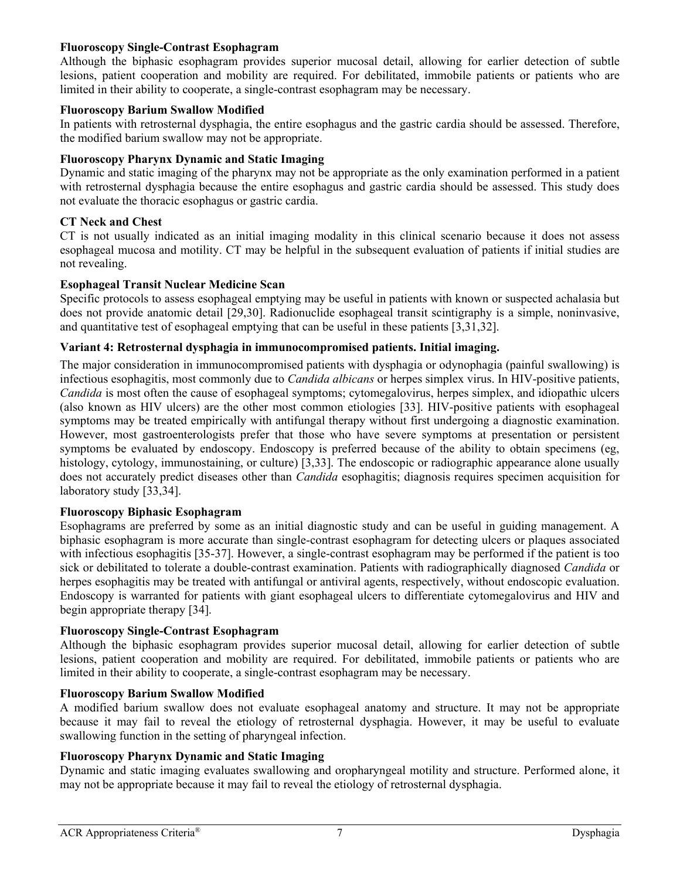#### Fluoroscopy Single-Contrast Esophagram

Although the biphasic esophagram provides superior mucosal detail, allowing for earlier detection of subtle lesions, patient cooperation and mobility are required. For debilitated, immobile patients or patients who are limited in their ability to cooperate, a single-contrast esophagram may be necessary.

#### Fluoroscopy Barium Swallow Modified

In patients with retrosternal dysphagia, the entire esophagus and the gastric cardia should be assessed. Therefore, the modified barium swallow may not be appropriate.

#### Fluoroscopy Pharynx Dynamic and Static Imaging

Dynamic and static imaging of the pharynx may not be appropriate as the only examination performed in a patient with retrosternal dysphagia because the entire esophagus and gastric cardia should be assessed. This study does not evaluate the thoracic esophagus or gastric cardia.

#### CT Neck and Chest

CT is not usually indicated as an initial imaging modality in this clinical scenario because it does not assess esophageal mucosa and motility. CT may be helpful in the subsequent evaluation of patients if initial studies are not revealing.

#### Esophageal Transit Nuclear Medicine Scan

Specific protocols to assess esophageal emptying may be useful in patients with known or suspected achalasia but does not provide anatomic detail [29,30]. Radionuclide esophageal transit scintigraphy is a simple, noninvasive, and quantitative test of esophageal emptying that can be useful in these patients [3,31,32].

### Variant 4: Retrosternal dysphagia in immunocompromised patients. Initial imaging.

The major consideration in immunocompromised patients with dysphagia or odynophagia (painful swallowing) is infectious esophagitis, most commonly due to *Candida albicans* or herpes simplex virus. In HIV-positive patients, *Candida* is most often the cause of esophageal symptoms; cytomegalovirus, herpes simplex, and idiopathic ulcers (also known as HIV ulcers) are the other most common etiologies [33]. HIV-positive patients with esophageal symptoms may be treated empirically with antifungal therapy without first undergoing a diagnostic examination. However, most gastroenterologists prefer that those who have severe symptoms at presentation or persistent symptoms be evaluated by endoscopy. Endoscopy is preferred because of the ability to obtain specimens (eg, histology, cytology, immunostaining, or culture) [3,33]. The endoscopic or radiographic appearance alone usually does not accurately predict diseases other than *Candida* esophagitis; diagnosis requires specimen acquisition for laboratory study [33,34].

#### Fluoroscopy Biphasic Esophagram

Esophagrams are preferred by some as an initial diagnostic study and can be useful in guiding management. A biphasic esophagram is more accurate than single-contrast esophagram for detecting ulcers or plaques associated with infectious esophagitis [35-37]. However, a single-contrast esophagram may be performed if the patient is too sick or debilitated to tolerate a double-contrast examination. Patients with radiographically diagnosed *Candida* or herpes esophagitis may be treated with antifungal or antiviral agents, respectively, without endoscopic evaluation. Endoscopy is warranted for patients with giant esophageal ulcers to differentiate cytomegalovirus and HIV and begin appropriate therapy [34].

#### Fluoroscopy Single-Contrast Esophagram

Although the biphasic esophagram provides superior mucosal detail, allowing for earlier detection of subtle lesions, patient cooperation and mobility are required. For debilitated, immobile patients or patients who are limited in their ability to cooperate, a single-contrast esophagram may be necessary.

#### Fluoroscopy Barium Swallow Modified

A modified barium swallow does not evaluate esophageal anatomy and structure. It may not be appropriate because it may fail to reveal the etiology of retrosternal dysphagia. However, it may be useful to evaluate swallowing function in the setting of pharyngeal infection.

#### Fluoroscopy Pharynx Dynamic and Static Imaging

Dynamic and static imaging evaluates swallowing and oropharyngeal motility and structure. Performed alone, it may not be appropriate because it may fail to reveal the etiology of retrosternal dysphagia.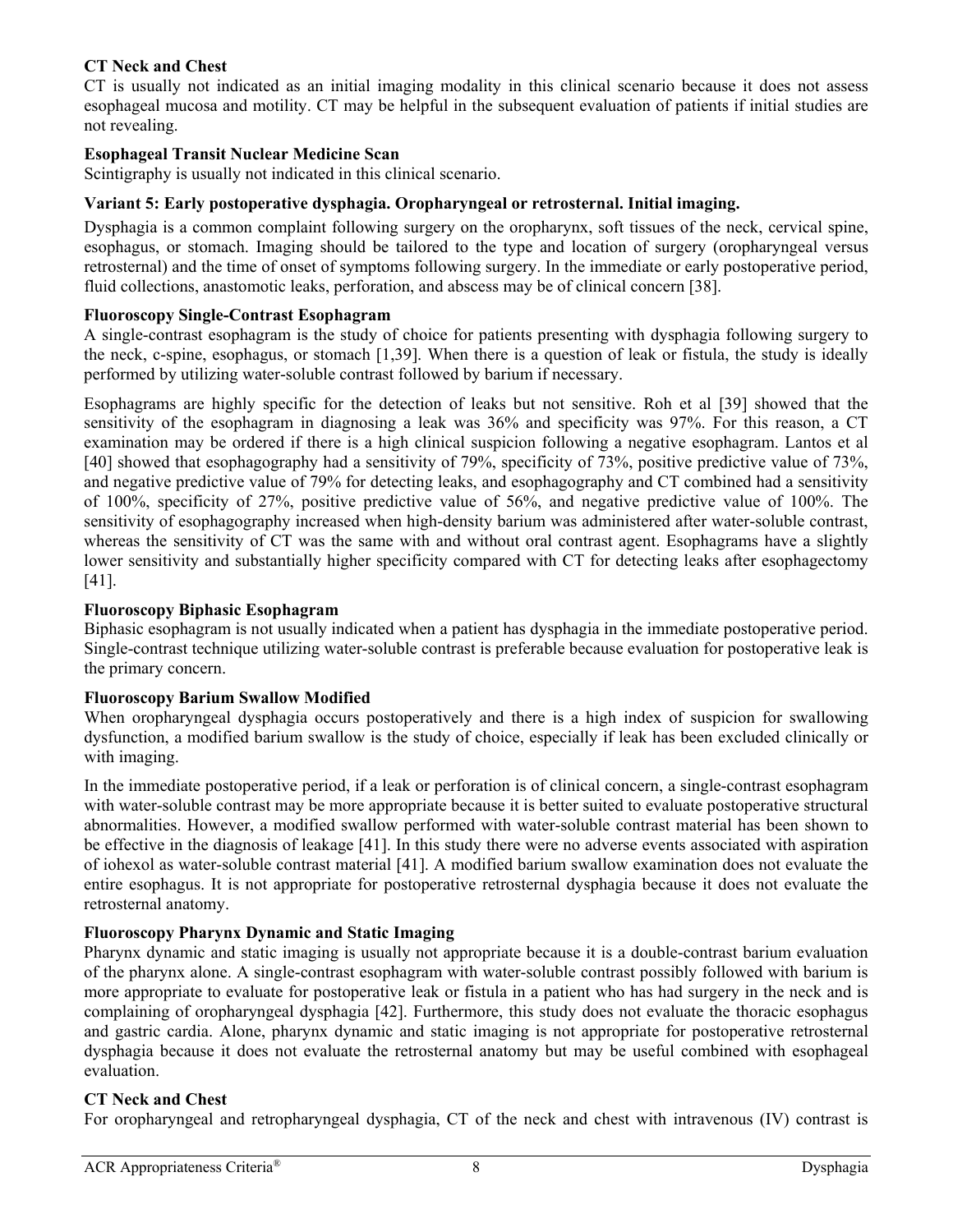### CT Neck and Chest

CT is usually not indicated as an initial imaging modality in this clinical scenario because it does not assess esophageal mucosa and motility. CT may be helpful in the subsequent evaluation of patients if initial studies are not revealing.

### Esophageal Transit Nuclear Medicine Scan

Scintigraphy is usually not indicated in this clinical scenario.

### Variant 5: Early postoperative dysphagia. Oropharyngeal or retrosternal. Initial imaging.

Dysphagia is a common complaint following surgery on the oropharynx, soft tissues of the neck, cervical spine, esophagus, or stomach. Imaging should be tailored to the type and location of surgery (oropharyngeal versus retrosternal) and the time of onset of symptoms following surgery. In the immediate or early postoperative period, fluid collections, anastomotic leaks, perforation, and abscess may be of clinical concern [38].

### Fluoroscopy Single-Contrast Esophagram

A single-contrast esophagram is the study of choice for patients presenting with dysphagia following surgery to the neck, c-spine, esophagus, or stomach [1,39]. When there is a question of leak or fistula, the study is ideally performed by utilizing water-soluble contrast followed by barium if necessary.

Esophagrams are highly specific for the detection of leaks but not sensitive. Roh et al [39] showed that the sensitivity of the esophagram in diagnosing a leak was 36% and specificity was 97%. For this reason, a CT examination may be ordered if there is a high clinical suspicion following a negative esophagram. Lantos et al [40] showed that esophagography had a sensitivity of 79%, specificity of 73%, positive predictive value of 73%, and negative predictive value of 79% for detecting leaks, and esophagography and CT combined had a sensitivity of 100%, specificity of 27%, positive predictive value of 56%, and negative predictive value of 100%. The sensitivity of esophagography increased when high-density barium was administered after water-soluble contrast, whereas the sensitivity of CT was the same with and without oral contrast agent. Esophagrams have a slightly lower sensitivity and substantially higher specificity compared with CT for detecting leaks after esophagectomy [41].

### Fluoroscopy Biphasic Esophagram

Biphasic esophagram is not usually indicated when a patient has dysphagia in the immediate postoperative period. Single-contrast technique utilizing water-soluble contrast is preferable because evaluation for postoperative leak is the primary concern.

### Fluoroscopy Barium Swallow Modified

When oropharyngeal dysphagia occurs postoperatively and there is a high index of suspicion for swallowing dysfunction, a modified barium swallow is the study of choice, especially if leak has been excluded clinically or with imaging.

In the immediate postoperative period, if a leak or perforation is of clinical concern, a single-contrast esophagram with water-soluble contrast may be more appropriate because it is better suited to evaluate postoperative structural abnormalities. However, a modified swallow performed with water-soluble contrast material has been shown to be effective in the diagnosis of leakage [41]. In this study there were no adverse events associated with aspiration of iohexol as water-soluble contrast material [41]. A modified barium swallow examination does not evaluate the entire esophagus. It is not appropriate for postoperative retrosternal dysphagia because it does not evaluate the retrosternal anatomy.

### Fluoroscopy Pharynx Dynamic and Static Imaging

Pharynx dynamic and static imaging is usually not appropriate because it is a double-contrast barium evaluation of the pharynx alone. A single-contrast esophagram with water-soluble contrast possibly followed with barium is more appropriate to evaluate for postoperative leak or fistula in a patient who has had surgery in the neck and is complaining of oropharyngeal dysphagia [42]. Furthermore, this study does not evaluate the thoracic esophagus and gastric cardia. Alone, pharynx dynamic and static imaging is not appropriate for postoperative retrosternal dysphagia because it does not evaluate the retrosternal anatomy but may be useful combined with esophageal evaluation.

### CT Neck and Chest

For oropharyngeal and retropharyngeal dysphagia, CT of the neck and chest with intravenous (IV) contrast is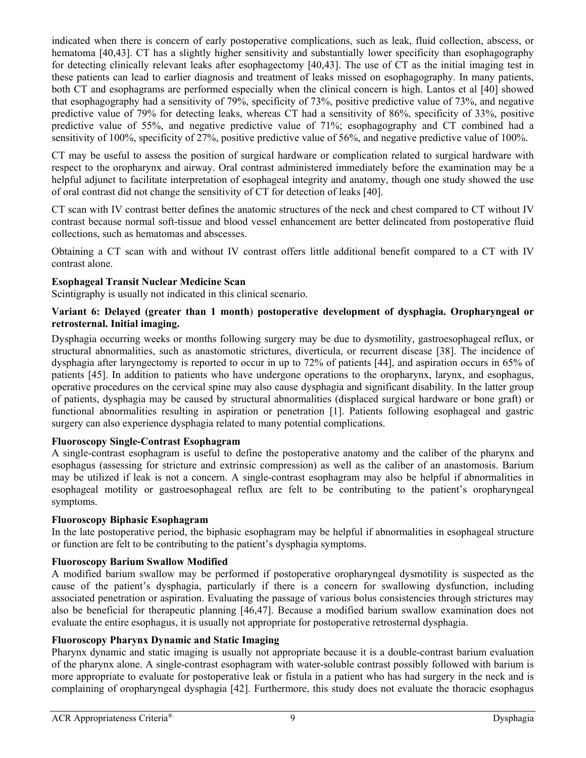indicated when there is concern of early postoperative complications, such as leak, fluid collection, abscess, or hematoma [40,43]. CT has a slightly higher sensitivity and substantially lower specificity than esophagography for detecting clinically relevant leaks after esophagectomy [40,43]. The use of CT as the initial imaging test in these patients can lead to earlier diagnosis and treatment of leaks missed on esophagography. In many patients, both CT and esophagrams are performed especially when the clinical concern is high. Lantos et al [40] showed that esophagography had a sensitivity of 79%, specificity of 73%, positive predictive value of 73%, and negative predictive value of 79% for detecting leaks, whereas CT had a sensitivity of 86%, specificity of 33%, positive predictive value of 55%, and negative predictive value of 71%; esophagography and CT combined had a sensitivity of 100%, specificity of 27%, positive predictive value of 56%, and negative predictive value of 100%.

CT may be useful to assess the position of surgical hardware or complication related to surgical hardware with respect to the oropharynx and airway. Oral contrast administered immediately before the examination may be a helpful adjunct to facilitate interpretation of esophageal integrity and anatomy, though one study showed the use of oral contrast did not change the sensitivity of CT for detection of leaks [40].

CT scan with IV contrast better defines the anatomic structures of the neck and chest compared to CT without IV contrast because normal soft-tissue and blood vessel enhancement are better delineated from postoperative fluid collections, such as hematomas and abscesses.

Obtaining a CT scan with and without IV contrast offers little additional benefit compared to a CT with IV contrast alone.

**Esophageal Transit Nuclear Medicine Scan**
Scintigraphy is usually not indicated in this clinical scenario.

**Variant 6: Delayed (greater than 1 month) postoperative development of dysphagia. Oropharyngeal or retrosternal. Initial imaging.**

Dysphagia occurring weeks or months following surgery may be due to dysmotility, gastroesophageal reflux, or structural abnormalities, such as anastomotic strictures, diverticula, or recurrent disease [38]. The incidence of dysphagia after laryngectomy is reported to occur in up to 72% of patients [44], and aspiration occurs in 65% of patients [45]. In addition to patients who have undergone operations to the oropharynx, larynx, and esophagus, operative procedures on the cervical spine may also cause dysphagia and significant disability. In the latter group of patients, dysphagia may be caused by structural abnormalities (displaced surgical hardware or bone graft) or functional abnormalities resulting in aspiration or penetration [1]. Patients following esophageal and gastric surgery can also experience dysphagia related to many potential complications.

**Fluoroscopy Single-Contrast Esophagram**
A single-contrast esophagram is useful to define the postoperative anatomy and the caliber of the pharynx and esophagus (assessing for stricture and extrinsic compression) as well as the caliber of an anastomosis. Barium may be utilized if leak is not a concern. A single-contrast esophagram may also be helpful if abnormalities in esophageal motility or gastroesophageal reflux are felt to be contributing to the patient's oropharyngeal symptoms.

**Fluoroscopy Biphasic Esophagram**
In the late postoperative period, the biphasic esophagram may be helpful if abnormalities in esophageal structure or function are felt to be contributing to the patient's dysphagia symptoms.

**Fluoroscopy Barium Swallow Modified**
A modified barium swallow may be performed if postoperative oropharyngeal dysmotility is suspected as the cause of the patient's dysphagia, particularly if there is a concern for swallowing dysfunction, including associated penetration or aspiration. Evaluating the passage of various bolus consistencies through strictures may also be beneficial for therapeutic planning [46,47]. Because a modified barium swallow examination does not evaluate the entire esophagus, it is usually not appropriate for postoperative retrosternal dysphagia.

**Fluoroscopy Pharynx Dynamic and Static Imaging**
Pharynx dynamic and static imaging is usually not appropriate because it is a double-contrast barium evaluation of the pharynx alone. A single-contrast esophagram with water-soluble contrast possibly followed with barium is more appropriate to evaluate for postoperative leak or fistula in a patient who has had surgery in the neck and is complaining of oropharyngeal dysphagia [42]. Furthermore, this study does not evaluate the thoracic esophagus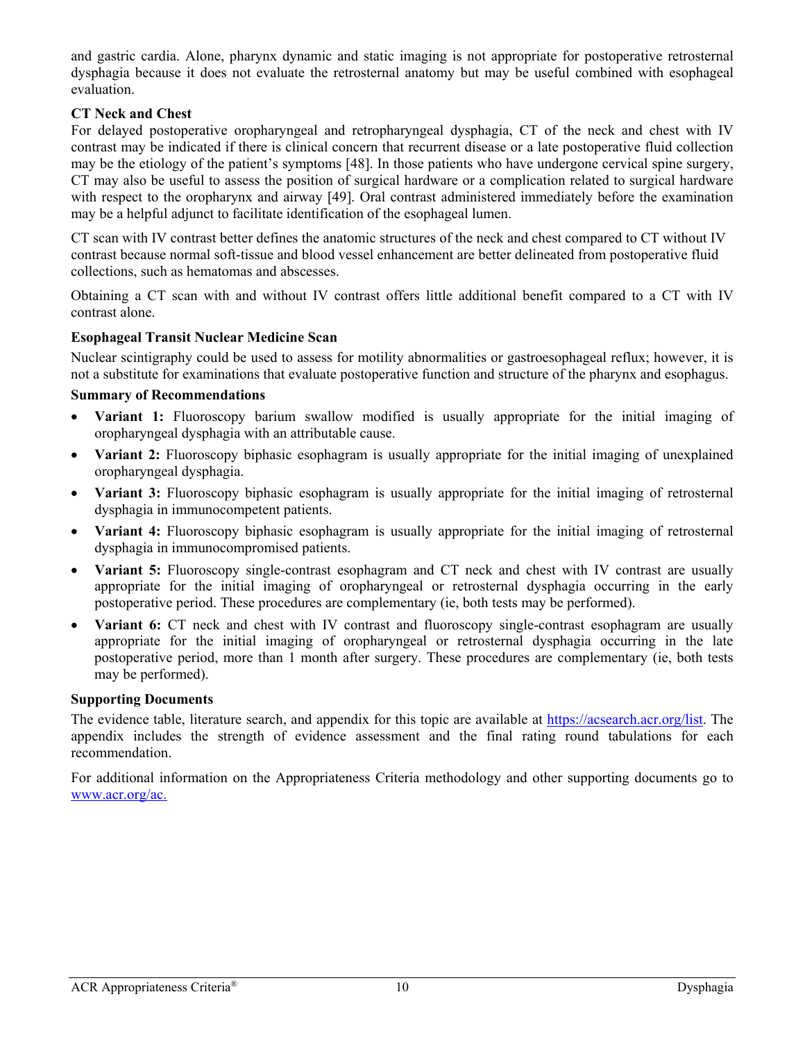and gastric cardia. Alone, pharynx dynamic and static imaging is not appropriate for postoperative retrosternal dysphagia because it does not evaluate the retrosternal anatomy but may be useful combined with esophageal evaluation.

**CT Neck and Chest**

For delayed postoperative oropharyngeal and retropharyngeal dysphagia, CT of the neck and chest with IV contrast may be indicated if there is clinical concern that recurrent disease or a late postoperative fluid collection may be the etiology of the patient's symptoms [48]. In those patients who have undergone cervical spine surgery, CT may also be useful to assess the position of surgical hardware or a complication related to surgical hardware with respect to the oropharynx and airway [49]. Oral contrast administered immediately before the examination may be a helpful adjunct to facilitate identification of the esophageal lumen.

CT scan with IV contrast better defines the anatomic structures of the neck and chest compared to CT without IV contrast because normal soft-tissue and blood vessel enhancement are better delineated from postoperative fluid collections, such as hematomas and abscesses.

Obtaining a CT scan with and without IV contrast offers little additional benefit compared to a CT with IV contrast alone.

**Esophageal Transit Nuclear Medicine Scan**

Nuclear scintigraphy could be used to assess for motility abnormalities or gastroesophageal reflux; however, it is not a substitute for examinations that evaluate postoperative function and structure of the pharynx and esophagus.

**Summary of Recommendations**

- **Variant 1:** Fluoroscopy barium swallow modified is usually appropriate for the initial imaging of oropharyngeal dysphagia with an attributable cause.
- **Variant 2:** Fluoroscopy biphasic esophagram is usually appropriate for the initial imaging of unexplained oropharyngeal dysphagia.
- **Variant 3:** Fluoroscopy biphasic esophagram is usually appropriate for the initial imaging of retrosternal dysphagia in immunocompetent patients.
- **Variant 4:** Fluoroscopy biphasic esophagram is usually appropriate for the initial imaging of retrosternal dysphagia in immunocompromised patients.
- **Variant 5:** Fluoroscopy single-contrast esophagram and CT neck and chest with IV contrast are usually appropriate for the initial imaging of oropharyngeal or retrosternal dysphagia occurring in the early postoperative period. These procedures are complementary (ie, both tests may be performed).
- **Variant 6:** CT neck and chest with IV contrast and fluoroscopy single-contrast esophagram are usually appropriate for the initial imaging of oropharyngeal or retrosternal dysphagia occurring in the late postoperative period, more than 1 month after surgery. These procedures are complementary (ie, both tests may be performed).

**Supporting Documents**

The evidence table, literature search, and appendix for this topic are available at https://acsearch.acr.org/list. The appendix includes the strength of evidence assessment and the final rating round tabulations for each recommendation.

For additional information on the Appropriateness Criteria methodology and other supporting documents go to www.acr.org/ac.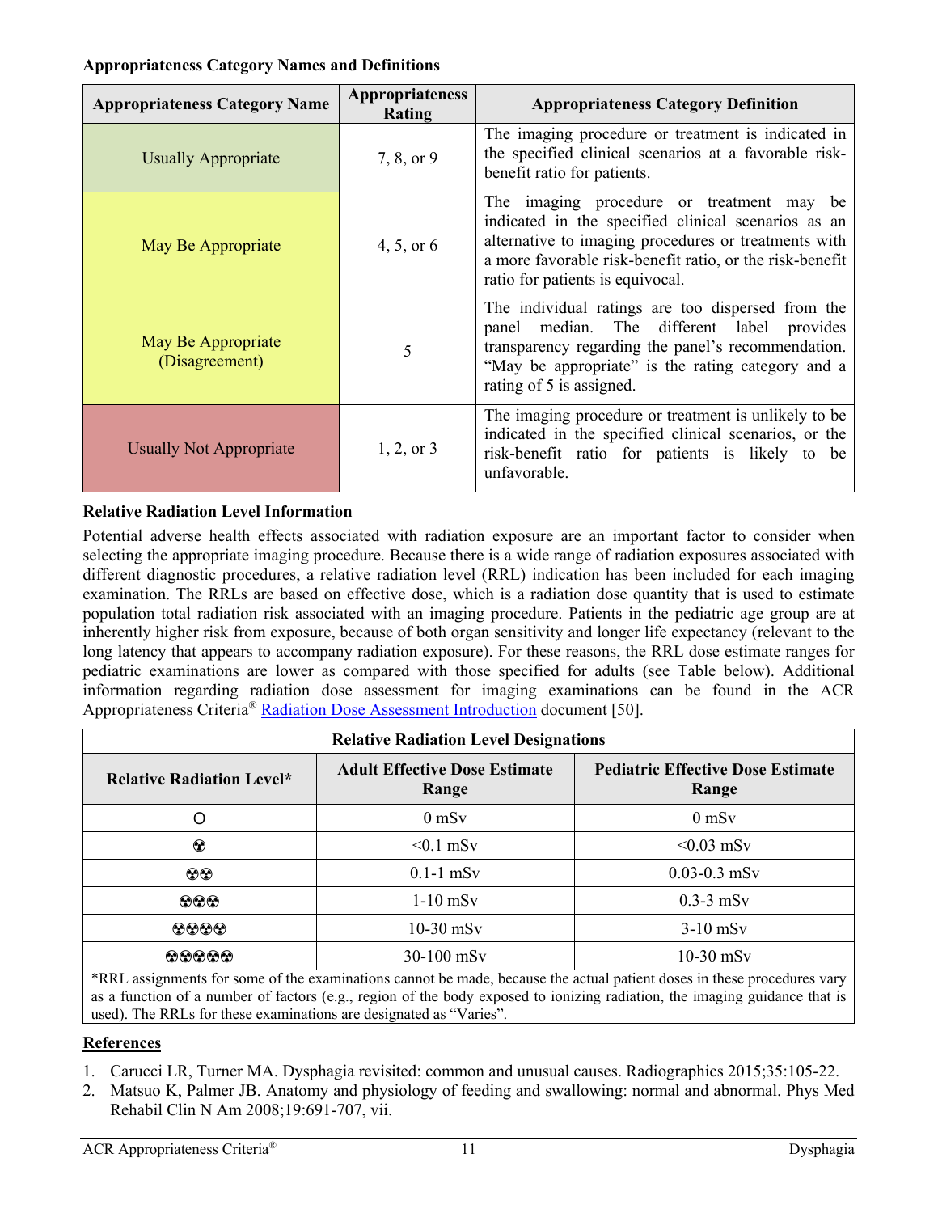**Appropriateness Category Names and Definitions**

| Appropriateness Category Name | Appropriateness Rating | Appropriateness Category Definition |
|---|---|---|
| Usually Appropriate | 7, 8, or 9 | The imaging procedure or treatment is indicated in the specified clinical scenarios at a favorable risk-benefit ratio for patients. |
| May Be Appropriate | 4, 5, or 6 | The imaging procedure or treatment may be indicated in the specified clinical scenarios as an alternative to imaging procedures or treatments with a more favorable risk-benefit ratio, or the risk-benefit ratio for patients is equivocal. |
| May Be Appropriate (Disagreement) | 5 | The individual ratings are too dispersed from the panel median. The different label provides transparency regarding the panel's recommendation. "May be appropriate" is the rating category and a rating of 5 is assigned. |
| Usually Not Appropriate | 1, 2, or 3 | The imaging procedure or treatment is unlikely to be indicated in the specified clinical scenarios, or the risk-benefit ratio for patients is likely to be unfavorable. |

**Relative Radiation Level Information**

Potential adverse health effects associated with radiation exposure are an important factor to consider when selecting the appropriate imaging procedure. Because there is a wide range of radiation exposures associated with different diagnostic procedures, a relative radiation level (RRL) indication has been included for each imaging examination. The RRLs are based on effective dose, which is a radiation dose quantity that is used to estimate population total radiation risk associated with an imaging procedure. Patients in the pediatric age group are at inherently higher risk from exposure, because of both organ sensitivity and longer life expectancy (relevant to the long latency that appears to accompany radiation exposure). For these reasons, the RRL dose estimate ranges for pediatric examinations are lower as compared with those specified for adults (see Table below). Additional information regarding radiation dose assessment for imaging examinations can be found in the ACR Appropriateness Criteria® Radiation Dose Assessment Introduction document [50].

| Relative Radiation Level Designations | | |
|---|---|---|
| **Relative Radiation Level*** | **Adult Effective Dose Estimate Range** | **Pediatric Effective Dose Estimate Range** |
| O | 0 mSv | 0 mSv |
| ☢ | <0.1 mSv | <0.03 mSv |
| ☢☢ | 0.1-1 mSv | 0.03-0.3 mSv |
| ☢☢☢ | 1-10 mSv | 0.3-3 mSv |
| ☢☢☢☢ | 10-30 mSv | 3-10 mSv |
| ☢☢☢☢☢ | 30-100 mSv | 10-30 mSv |

*RRL assignments for some of the examinations cannot be made, because the actual patient doses in these procedures vary as a function of a number of factors (e.g., region of the body exposed to ionizing radiation, the imaging guidance that is used). The RRLs for these examinations are designated as "Varies".

**References**

1. Carucci LR, Turner MA. Dysphagia revisited: common and unusual causes. Radiographics 2015;35:105-22.
2. Matsuo K, Palmer JB. Anatomy and physiology of feeding and swallowing: normal and abnormal. Phys Med Rehabil Clin N Am 2008;19:691-707, vii.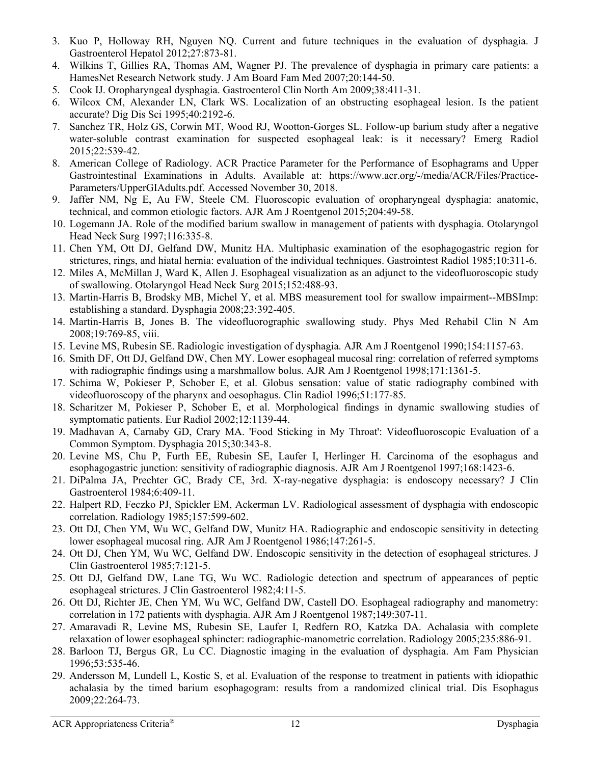3. Kuo P, Holloway RH, Nguyen NQ. Current and future techniques in the evaluation of dysphagia. J Gastroenterol Hepatol 2012;27:873-81.
4. Wilkins T, Gillies RA, Thomas AM, Wagner PJ. The prevalence of dysphagia in primary care patients: a HamesNet Research Network study. J Am Board Fam Med 2007;20:144-50.
5. Cook IJ. Oropharyngeal dysphagia. Gastroenterol Clin North Am 2009;38:411-31.
6. Wilcox CM, Alexander LN, Clark WS. Localization of an obstructing esophageal lesion. Is the patient accurate? Dig Dis Sci 1995;40:2192-6.
7. Sanchez TR, Holz GS, Corwin MT, Wood RJ, Wootton-Gorges SL. Follow-up barium study after a negative water-soluble contrast examination for suspected esophageal leak: is it necessary? Emerg Radiol 2015;22:539-42.
8. American College of Radiology. ACR Practice Parameter for the Performance of Esophagrams and Upper Gastrointestinal Examinations in Adults. Available at: https://www.acr.org/-/media/ACR/Files/Practice-Parameters/UpperGIAdults.pdf. Accessed November 30, 2018.
9. Jaffer NM, Ng E, Au FW, Steele CM. Fluoroscopic evaluation of oropharyngeal dysphagia: anatomic, technical, and common etiologic factors. AJR Am J Roentgenol 2015;204:49-58.
10. Logemann JA. Role of the modified barium swallow in management of patients with dysphagia. Otolaryngol Head Neck Surg 1997;116:335-8.
11. Chen YM, Ott DJ, Gelfand DW, Munitz HA. Multiphasic examination of the esophagogastric region for strictures, rings, and hiatal hernia: evaluation of the individual techniques. Gastrointest Radiol 1985;10:311-6.
12. Miles A, McMillan J, Ward K, Allen J. Esophageal visualization as an adjunct to the videofluoroscopic study of swallowing. Otolaryngol Head Neck Surg 2015;152:488-93.
13. Martin-Harris B, Brodsky MB, Michel Y, et al. MBS measurement tool for swallow impairment--MBSImp: establishing a standard. Dysphagia 2008;23:392-405.
14. Martin-Harris B, Jones B. The videofluorographic swallowing study. Phys Med Rehabil Clin N Am 2008;19:769-85, viii.
15. Levine MS, Rubesin SE. Radiologic investigation of dysphagia. AJR Am J Roentgenol 1990;154:1157-63.
16. Smith DF, Ott DJ, Gelfand DW, Chen MY. Lower esophageal mucosal ring: correlation of referred symptoms with radiographic findings using a marshmallow bolus. AJR Am J Roentgenol 1998;171:1361-5.
17. Schima W, Pokieser P, Schober E, et al. Globus sensation: value of static radiography combined with videofluoroscopy of the pharynx and oesophagus. Clin Radiol 1996;51:177-85.
18. Scharitzer M, Pokieser P, Schober E, et al. Morphological findings in dynamic swallowing studies of symptomatic patients. Eur Radiol 2002;12:1139-44.
19. Madhavan A, Carnaby GD, Crary MA. 'Food Sticking in My Throat': Videofluoroscopic Evaluation of a Common Symptom. Dysphagia 2015;30:343-8.
20. Levine MS, Chu P, Furth EE, Rubesin SE, Laufer I, Herlinger H. Carcinoma of the esophagus and esophagogastric junction: sensitivity of radiographic diagnosis. AJR Am J Roentgenol 1997;168:1423-6.
21. DiPalma JA, Prechter GC, Brady CE, 3rd. X-ray-negative dysphagia: is endoscopy necessary? J Clin Gastroenterol 1984;6:409-11.
22. Halpert RD, Feczko PJ, Spickler EM, Ackerman LV. Radiological assessment of dysphagia with endoscopic correlation. Radiology 1985;157:599-602.
23. Ott DJ, Chen YM, Wu WC, Gelfand DW, Munitz HA. Radiographic and endoscopic sensitivity in detecting lower esophageal mucosal ring. AJR Am J Roentgenol 1986;147:261-5.
24. Ott DJ, Chen YM, Wu WC, Gelfand DW. Endoscopic sensitivity in the detection of esophageal strictures. J Clin Gastroenterol 1985;7:121-5.
25. Ott DJ, Gelfand DW, Lane TG, Wu WC. Radiologic detection and spectrum of appearances of peptic esophageal strictures. J Clin Gastroenterol 1982;4:11-5.
26. Ott DJ, Richter JE, Chen YM, Wu WC, Gelfand DW, Castell DO. Esophageal radiography and manometry: correlation in 172 patients with dysphagia. AJR Am J Roentgenol 1987;149:307-11.
27. Amaravadi R, Levine MS, Rubesin SE, Laufer I, Redfern RO, Katzka DA. Achalasia with complete relaxation of lower esophageal sphincter: radiographic-manometric correlation. Radiology 2005;235:886-91.
28. Barloon TJ, Bergus GR, Lu CC. Diagnostic imaging in the evaluation of dysphagia. Am Fam Physician 1996;53:535-46.
29. Andersson M, Lundell L, Kostic S, et al. Evaluation of the response to treatment in patients with idiopathic achalasia by the timed barium esophagogram: results from a randomized clinical trial. Dis Esophagus 2009;22:264-73.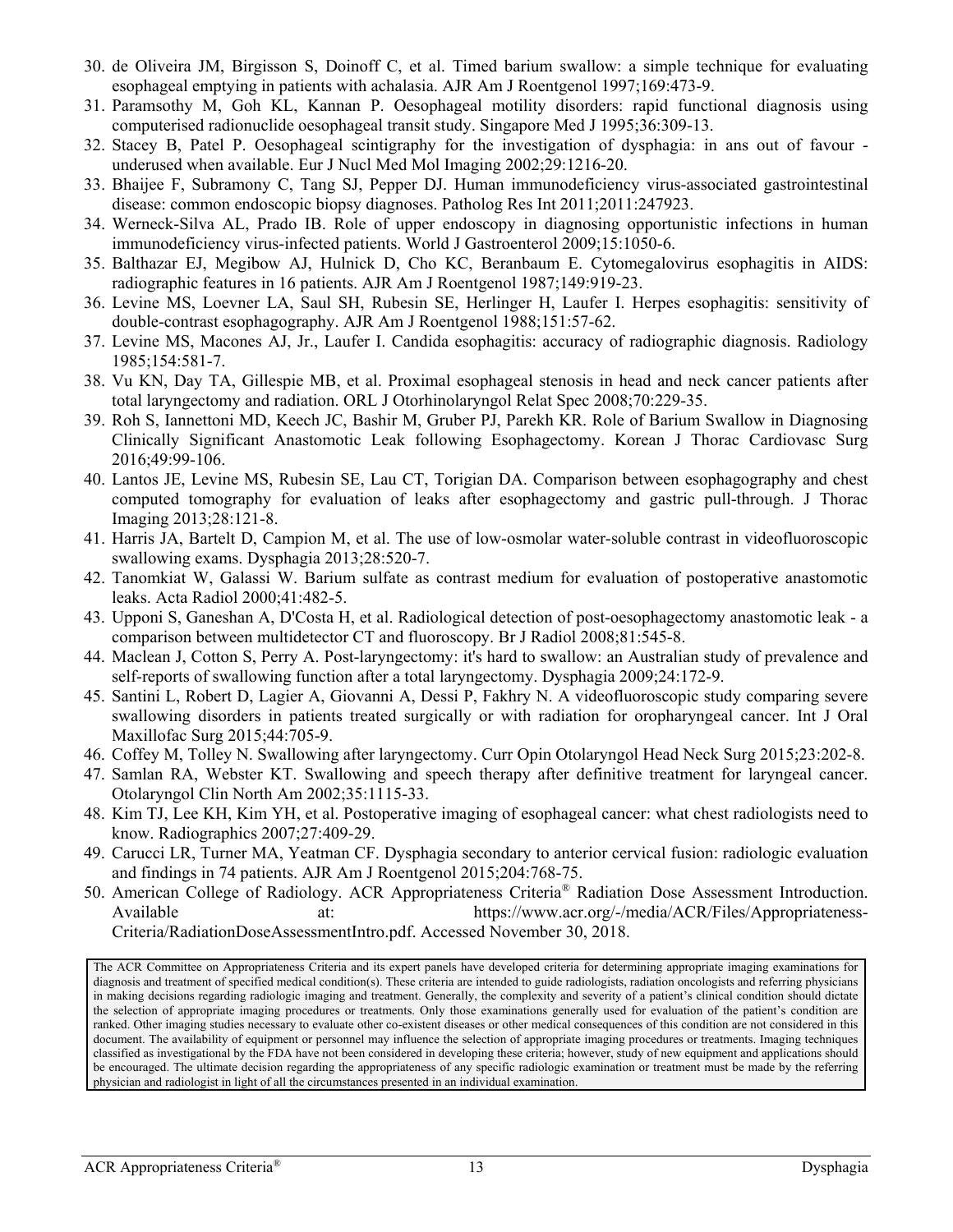30. de Oliveira JM, Birgisson S, Doinoff C, et al. Timed barium swallow: a simple technique for evaluating esophageal emptying in patients with achalasia. AJR Am J Roentgenol 1997;169:473-9.
31. Paramsothy M, Goh KL, Kannan P. Oesophageal motility disorders: rapid functional diagnosis using computerised radionuclide oesophageal transit study. Singapore Med J 1995;36:309-13.
32. Stacey B, Patel P. Oesophageal scintigraphy for the investigation of dysphagia: in ans out of favour - underused when available. Eur J Nucl Med Mol Imaging 2002;29:1216-20.
33. Bhaijee F, Subramony C, Tang SJ, Pepper DJ. Human immunodeficiency virus-associated gastrointestinal disease: common endoscopic biopsy diagnoses. Patholog Res Int 2011;2011:247923.
34. Werneck-Silva AL, Prado IB. Role of upper endoscopy in diagnosing opportunistic infections in human immunodeficiency virus-infected patients. World J Gastroenterol 2009;15:1050-6.
35. Balthazar EJ, Megibow AJ, Hulnick D, Cho KC, Beranbaum E. Cytomegalovirus esophagitis in AIDS: radiographic features in 16 patients. AJR Am J Roentgenol 1987;149:919-23.
36. Levine MS, Loevner LA, Saul SH, Rubesin SE, Herlinger H, Laufer I. Herpes esophagitis: sensitivity of double-contrast esophagography. AJR Am J Roentgenol 1988;151:57-62.
37. Levine MS, Macones AJ, Jr., Laufer I. Candida esophagitis: accuracy of radiographic diagnosis. Radiology 1985;154:581-7.
38. Vu KN, Day TA, Gillespie MB, et al. Proximal esophageal stenosis in head and neck cancer patients after total laryngectomy and radiation. ORL J Otorhinolaryngol Relat Spec 2008;70:229-35.
39. Roh S, Iannettoni MD, Keech JC, Bashir M, Gruber PJ, Parekh KR. Role of Barium Swallow in Diagnosing Clinically Significant Anastomotic Leak following Esophagectomy. Korean J Thorac Cardiovasc Surg 2016;49:99-106.
40. Lantos JE, Levine MS, Rubesin SE, Lau CT, Torigian DA. Comparison between esophagography and chest computed tomography for evaluation of leaks after esophagectomy and gastric pull-through. J Thorac Imaging 2013;28:121-8.
41. Harris JA, Bartelt D, Campion M, et al. The use of low-osmolar water-soluble contrast in videofluoroscopic swallowing exams. Dysphagia 2013;28:520-7.
42. Tanomkiat W, Galassi W. Barium sulfate as contrast medium for evaluation of postoperative anastomotic leaks. Acta Radiol 2000;41:482-5.
43. Upponi S, Ganeshan A, D'Costa H, et al. Radiological detection of post-oesophagectomy anastomotic leak - a comparison between multidetector CT and fluoroscopy. Br J Radiol 2008;81:545-8.
44. Maclean J, Cotton S, Perry A. Post-laryngectomy: it's hard to swallow: an Australian study of prevalence and self-reports of swallowing function after a total laryngectomy. Dysphagia 2009;24:172-9.
45. Santini L, Robert D, Lagier A, Giovanni A, Dessi P, Fakhry N. A videofluoroscopic study comparing severe swallowing disorders in patients treated surgically or with radiation for oropharyngeal cancer. Int J Oral Maxillofac Surg 2015;44:705-9.
46. Coffey M, Tolley N. Swallowing after laryngectomy. Curr Opin Otolaryngol Head Neck Surg 2015;23:202-8.
47. Samlan RA, Webster KT. Swallowing and speech therapy after definitive treatment for laryngeal cancer. Otolaryngol Clin North Am 2002;35:1115-33.
48. Kim TJ, Lee KH, Kim YH, et al. Postoperative imaging of esophageal cancer: what chest radiologists need to know. Radiographics 2007;27:409-29.
49. Carucci LR, Turner MA, Yeatman CF. Dysphagia secondary to anterior cervical fusion: radiologic evaluation and findings in 74 patients. AJR Am J Roentgenol 2015;204:768-75.
50. American College of Radiology. ACR Appropriateness Criteria® Radiation Dose Assessment Introduction. Available at: https://www.acr.org/-/media/ACR/Files/Appropriateness-Criteria/RadiationDoseAssessmentIntro.pdf. Accessed November 30, 2018.

The ACR Committee on Appropriateness Criteria and its expert panels have developed criteria for determining appropriate imaging examinations for diagnosis and treatment of specified medical condition(s). These criteria are intended to guide radiologists, radiation oncologists and referring physicians in making decisions regarding radiologic imaging and treatment. Generally, the complexity and severity of a patient's clinical condition should dictate the selection of appropriate imaging procedures or treatments. Only those examinations generally used for evaluation of the patient's condition are ranked. Other imaging studies necessary to evaluate other co-existent diseases or other medical consequences of this condition are not considered in this document. The availability of equipment or personnel may influence the selection of appropriate imaging procedures or treatments. Imaging techniques classified as investigational by the FDA have not been considered in developing these criteria; however, study of new equipment and applications should be encouraged. The ultimate decision regarding the appropriateness of any specific radiologic examination or treatment must be made by the referring physician and radiologist in light of all the circumstances presented in an individual examination.